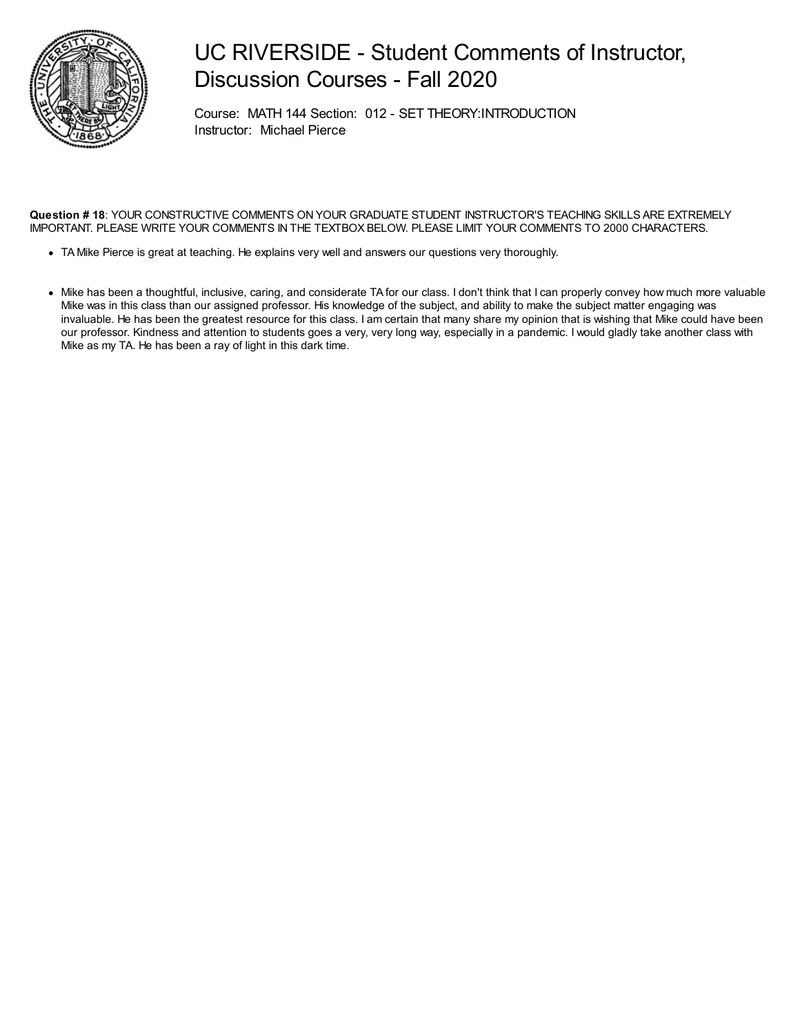# UC RIVERSIDE - Student Comments of Instructor, Discussion Courses - Fall 2020

Course: MATH 144 Section: 012 - SET THEORY:INTRODUCTION
Instructor: Michael Pierce

**Question # 18**: YOUR CONSTRUCTIVE COMMENTS ON YOUR GRADUATE STUDENT INSTRUCTOR'S TEACHING SKILLS ARE EXTREMELY IMPORTANT. PLEASE WRITE YOUR COMMENTS IN THE TEXTBOX BELOW. PLEASE LIMIT YOUR COMMENTS TO 2000 CHARACTERS.

- TA Mike Pierce is great at teaching. He explains very well and answers our questions very thoroughly.

- Mike has been a thoughtful, inclusive, caring, and considerate TA for our class. I don't think that I can properly convey how much more valuable Mike was in this class than our assigned professor. His knowledge of the subject, and ability to make the subject matter engaging was invaluable. He has been the greatest resource for this class. I am certain that many share my opinion that is wishing that Mike could have been our professor. Kindness and attention to students goes a very, very long way, especially in a pandemic. I would gladly take another class with Mike as my TA. He has been a ray of light in this dark time.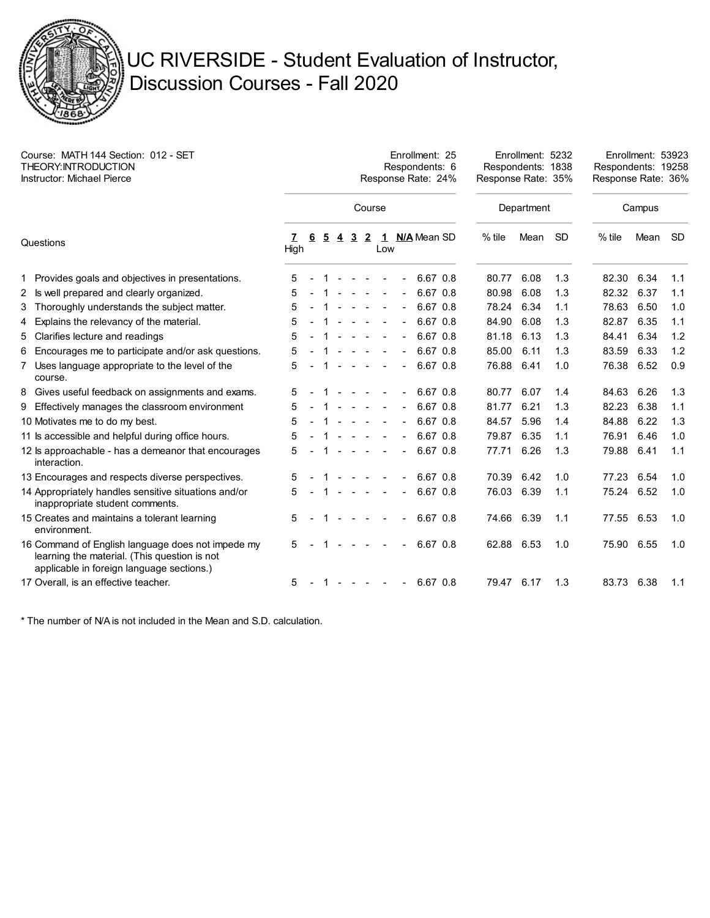# UC RIVERSIDE - Student Evaluation of Instructor, Discussion Courses - Fall 2020

Course: MATH 144 Section: 012 - SET THEORY:INTRODUCTION
Instructor: Michael Pierce

| | Course | Department | Campus |
|---|---|---|---|
| Enrollment | 25 | 5232 | 53923 |
| Respondents | 6 | 1838 | 19258 |
| Response Rate | 24% | 35% | 36% |

| Questions | 7 High | 6 | 5 | 4 | 3 | 2 | 1 Low | N/A | Mean | SD | Dept. % tile | Dept. Mean | Dept. SD | Campus % tile | Campus Mean | Campus SD |
|---|---|---|---|---|---|---|---|---|---|---|---|---|---|---|---|---|
| 1 Provides goals and objectives in presentations. | 5 | - | 1 | - | - | - | - | - | 6.67 | 0.8 | 80.77 | 6.08 | 1.3 | 82.30 | 6.34 | 1.1 |
| 2 Is well prepared and clearly organized. | 5 | - | 1 | - | - | - | - | - | 6.67 | 0.8 | 80.98 | 6.08 | 1.3 | 82.32 | 6.37 | 1.1 |
| 3 Thoroughly understands the subject matter. | 5 | - | 1 | - | - | - | - | - | 6.67 | 0.8 | 78.24 | 6.34 | 1.1 | 78.63 | 6.50 | 1.0 |
| 4 Explains the relevancy of the material. | 5 | - | 1 | - | - | - | - | - | 6.67 | 0.8 | 84.90 | 6.08 | 1.3 | 82.87 | 6.35 | 1.1 |
| 5 Clarifies lecture and readings | 5 | - | 1 | - | - | - | - | - | 6.67 | 0.8 | 81.18 | 6.13 | 1.3 | 84.41 | 6.34 | 1.2 |
| 6 Encourages me to participate and/or ask questions. | 5 | - | 1 | - | - | - | - | - | 6.67 | 0.8 | 85.00 | 6.11 | 1.3 | 83.59 | 6.33 | 1.2 |
| 7 Uses language appropriate to the level of the course. | 5 | - | 1 | - | - | - | - | - | 6.67 | 0.8 | 76.88 | 6.41 | 1.0 | 76.38 | 6.52 | 0.9 |
| 8 Gives useful feedback on assignments and exams. | 5 | - | 1 | - | - | - | - | - | 6.67 | 0.8 | 80.77 | 6.07 | 1.4 | 84.63 | 6.26 | 1.3 |
| 9 Effectively manages the classroom environment | 5 | - | 1 | - | - | - | - | - | 6.67 | 0.8 | 81.77 | 6.21 | 1.3 | 82.23 | 6.38 | 1.1 |
| 10 Motivates me to do my best. | 5 | - | 1 | - | - | - | - | - | 6.67 | 0.8 | 84.57 | 5.96 | 1.4 | 84.88 | 6.22 | 1.3 |
| 11 Is accessible and helpful during office hours. | 5 | - | 1 | - | - | - | - | - | 6.67 | 0.8 | 79.87 | 6.35 | 1.1 | 76.91 | 6.46 | 1.0 |
| 12 Is approachable - has a demeanor that encourages interaction. | 5 | - | 1 | - | - | - | - | - | 6.67 | 0.8 | 77.71 | 6.26 | 1.3 | 79.88 | 6.41 | 1.1 |
| 13 Encourages and respects diverse perspectives. | 5 | - | 1 | - | - | - | - | - | 6.67 | 0.8 | 70.39 | 6.42 | 1.0 | 77.23 | 6.54 | 1.0 |
| 14 Appropriately handles sensitive situations and/or inappropriate student comments. | 5 | - | 1 | - | - | - | - | - | 6.67 | 0.8 | 76.03 | 6.39 | 1.1 | 75.24 | 6.52 | 1.0 |
| 15 Creates and maintains a tolerant learning environment. | 5 | - | 1 | - | - | - | - | - | 6.67 | 0.8 | 74.66 | 6.39 | 1.1 | 77.55 | 6.53 | 1.0 |
| 16 Command of English language does not impede my learning the material. (This question is not applicable in foreign language sections.) | 5 | - | 1 | - | - | - | - | - | 6.67 | 0.8 | 62.88 | 6.53 | 1.0 | 75.90 | 6.55 | 1.0 |
| 17 Overall, is an effective teacher. | 5 | - | 1 | - | - | - | - | - | 6.67 | 0.8 | 79.47 | 6.17 | 1.3 | 83.73 | 6.38 | 1.1 |

* The number of N/A is not included in the Mean and S.D. calculation.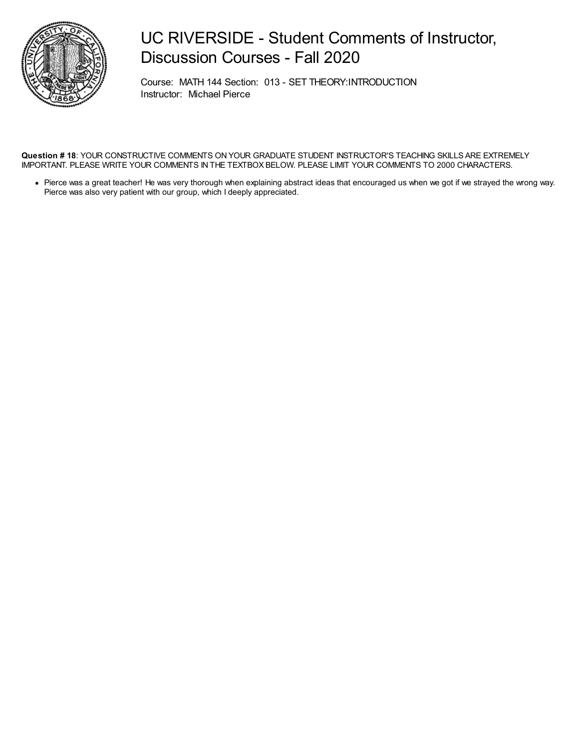# UC RIVERSIDE - Student Comments of Instructor, Discussion Courses - Fall 2020

Course: MATH 144 Section: 013 - SET THEORY:INTRODUCTION
Instructor: Michael Pierce

**Question # 18**: YOUR CONSTRUCTIVE COMMENTS ON YOUR GRADUATE STUDENT INSTRUCTOR'S TEACHING SKILLS ARE EXTREMELY IMPORTANT. PLEASE WRITE YOUR COMMENTS IN THE TEXTBOX BELOW. PLEASE LIMIT YOUR COMMENTS TO 2000 CHARACTERS.

- Pierce was a great teacher! He was very thorough when explaining abstract ideas that encouraged us when we got if we strayed the wrong way. Pierce was also very patient with our group, which I deeply appreciated.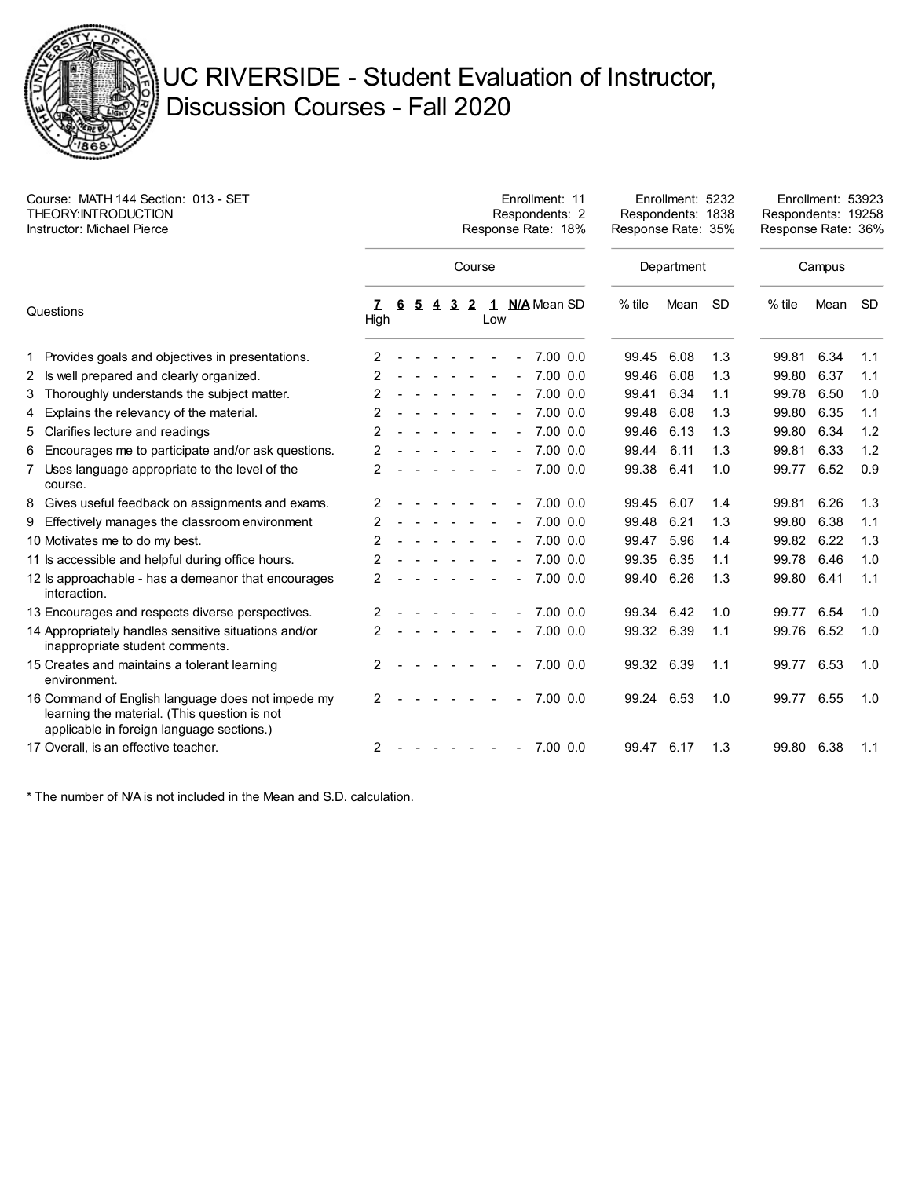# UC RIVERSIDE - Student Evaluation of Instructor, Discussion Courses - Fall 2020

Course: MATH 144 Section: 013 - SET THEORY:INTRODUCTION
Instructor: Michael Pierce

| | Course | Department | Campus |
|---|---|---|---|
| Enrollment | 11 | 5232 | 53923 |
| Respondents | 2 | 1838 | 19258 |
| Response Rate | 18% | 35% | 36% |

| Questions | 7 High | 6 | 5 | 4 | 3 | 2 | 1 Low | N/A | Mean | SD | Department % tile | Department Mean | Department SD | Campus % tile | Campus Mean | Campus SD |
|---|---|---|---|---|---|---|---|---|---|---|---|---|---|---|---|---|
| 1 Provides goals and objectives in presentations. | 2 | - | - | - | - | - | - | - | 7.00 | 0.0 | 99.45 | 6.08 | 1.3 | 99.81 | 6.34 | 1.1 |
| 2 Is well prepared and clearly organized. | 2 | - | - | - | - | - | - | - | 7.00 | 0.0 | 99.46 | 6.08 | 1.3 | 99.80 | 6.37 | 1.1 |
| 3 Thoroughly understands the subject matter. | 2 | - | - | - | - | - | - | - | 7.00 | 0.0 | 99.41 | 6.34 | 1.1 | 99.78 | 6.50 | 1.0 |
| 4 Explains the relevancy of the material. | 2 | - | - | - | - | - | - | - | 7.00 | 0.0 | 99.48 | 6.08 | 1.3 | 99.80 | 6.35 | 1.1 |
| 5 Clarifies lecture and readings | 2 | - | - | - | - | - | - | - | 7.00 | 0.0 | 99.46 | 6.13 | 1.3 | 99.80 | 6.34 | 1.2 |
| 6 Encourages me to participate and/or ask questions. | 2 | - | - | - | - | - | - | - | 7.00 | 0.0 | 99.44 | 6.11 | 1.3 | 99.81 | 6.33 | 1.2 |
| 7 Uses language appropriate to the level of the course. | 2 | - | - | - | - | - | - | - | 7.00 | 0.0 | 99.38 | 6.41 | 1.0 | 99.77 | 6.52 | 0.9 |
| 8 Gives useful feedback on assignments and exams. | 2 | - | - | - | - | - | - | - | 7.00 | 0.0 | 99.45 | 6.07 | 1.4 | 99.81 | 6.26 | 1.3 |
| 9 Effectively manages the classroom environment | 2 | - | - | - | - | - | - | - | 7.00 | 0.0 | 99.48 | 6.21 | 1.3 | 99.80 | 6.38 | 1.1 |
| 10 Motivates me to do my best. | 2 | - | - | - | - | - | - | - | 7.00 | 0.0 | 99.47 | 5.96 | 1.4 | 99.82 | 6.22 | 1.3 |
| 11 Is accessible and helpful during office hours. | 2 | - | - | - | - | - | - | - | 7.00 | 0.0 | 99.35 | 6.35 | 1.1 | 99.78 | 6.46 | 1.0 |
| 12 Is approachable - has a demeanor that encourages interaction. | 2 | - | - | - | - | - | - | - | 7.00 | 0.0 | 99.40 | 6.26 | 1.3 | 99.80 | 6.41 | 1.1 |
| 13 Encourages and respects diverse perspectives. | 2 | - | - | - | - | - | - | - | 7.00 | 0.0 | 99.34 | 6.42 | 1.0 | 99.77 | 6.54 | 1.0 |
| 14 Appropriately handles sensitive situations and/or inappropriate student comments. | 2 | - | - | - | - | - | - | - | 7.00 | 0.0 | 99.32 | 6.39 | 1.1 | 99.76 | 6.52 | 1.0 |
| 15 Creates and maintains a tolerant learning environment. | 2 | - | - | - | - | - | - | - | 7.00 | 0.0 | 99.32 | 6.39 | 1.1 | 99.77 | 6.53 | 1.0 |
| 16 Command of English language does not impede my learning the material. (This question is not applicable in foreign language sections.) | 2 | - | - | - | - | - | - | - | 7.00 | 0.0 | 99.24 | 6.53 | 1.0 | 99.77 | 6.55 | 1.0 |
| 17 Overall, is an effective teacher. | 2 | - | - | - | - | - | - | - | 7.00 | 0.0 | 99.47 | 6.17 | 1.3 | 99.80 | 6.38 | 1.1 |

* The number of N/A is not included in the Mean and S.D. calculation.